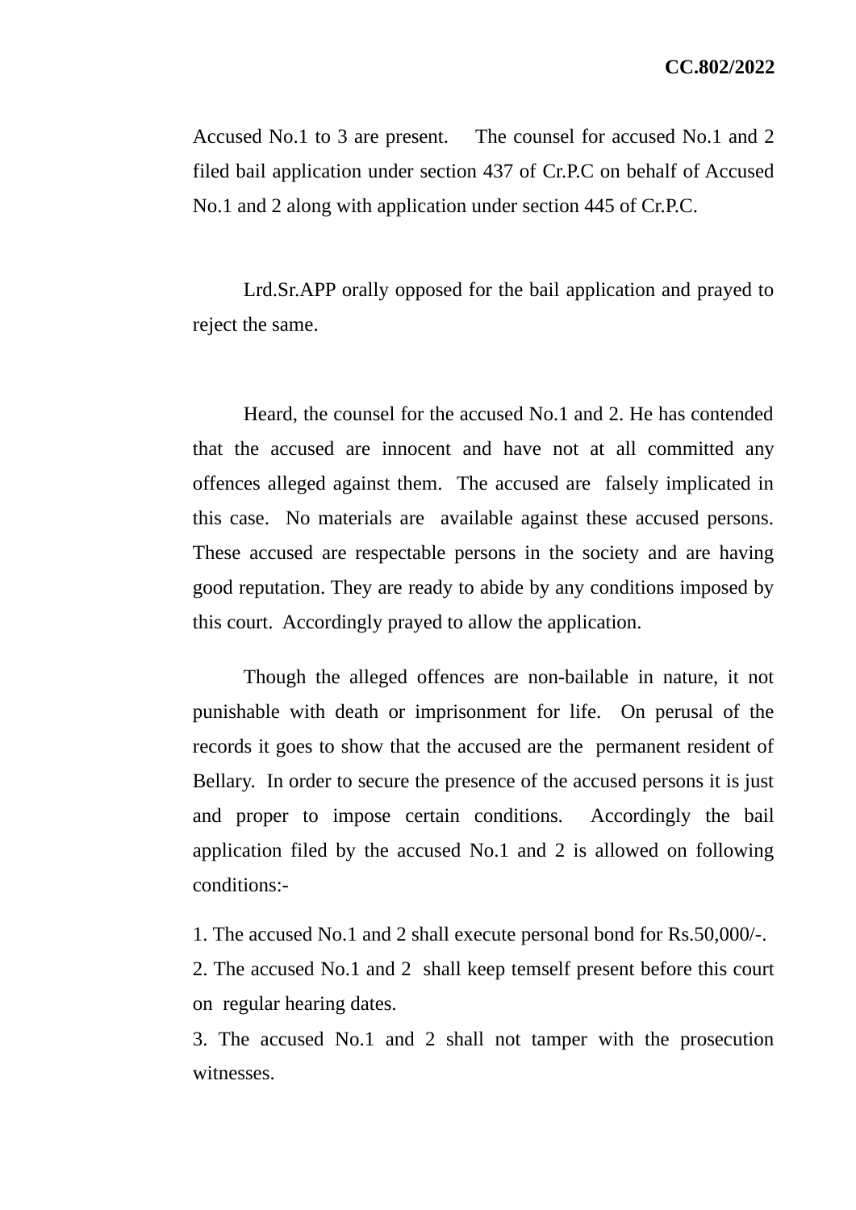**CC.802/2022**

Accused No.1 to 3 are present. The counsel for accused No.1 and 2 filed bail application under section 437 of Cr.P.C on behalf of Accused No.1 and 2 along with application under section 445 of Cr.P.C.

Lrd.Sr.APP orally opposed for the bail application and prayed to reject the same.

Heard, the counsel for the accused No.1 and 2. He has contended that the accused are innocent and have not at all committed any offences alleged against them. The accused are falsely implicated in this case. No materials are available against these accused persons. These accused are respectable persons in the society and are having good reputation. They are ready to abide by any conditions imposed by this court. Accordingly prayed to allow the application.

Though the alleged offences are non-bailable in nature, it not punishable with death or imprisonment for life. On perusal of the records it goes to show that the accused are the permanent resident of Bellary. In order to secure the presence of the accused persons it is just and proper to impose certain conditions. Accordingly the bail application filed by the accused No.1 and 2 is allowed on following conditions:-

1. The accused No.1 and 2 shall execute personal bond for Rs.50,000/-.
2. The accused No.1 and 2 shall keep temself present before this court on regular hearing dates.
3. The accused No.1 and 2 shall not tamper with the prosecution witnesses.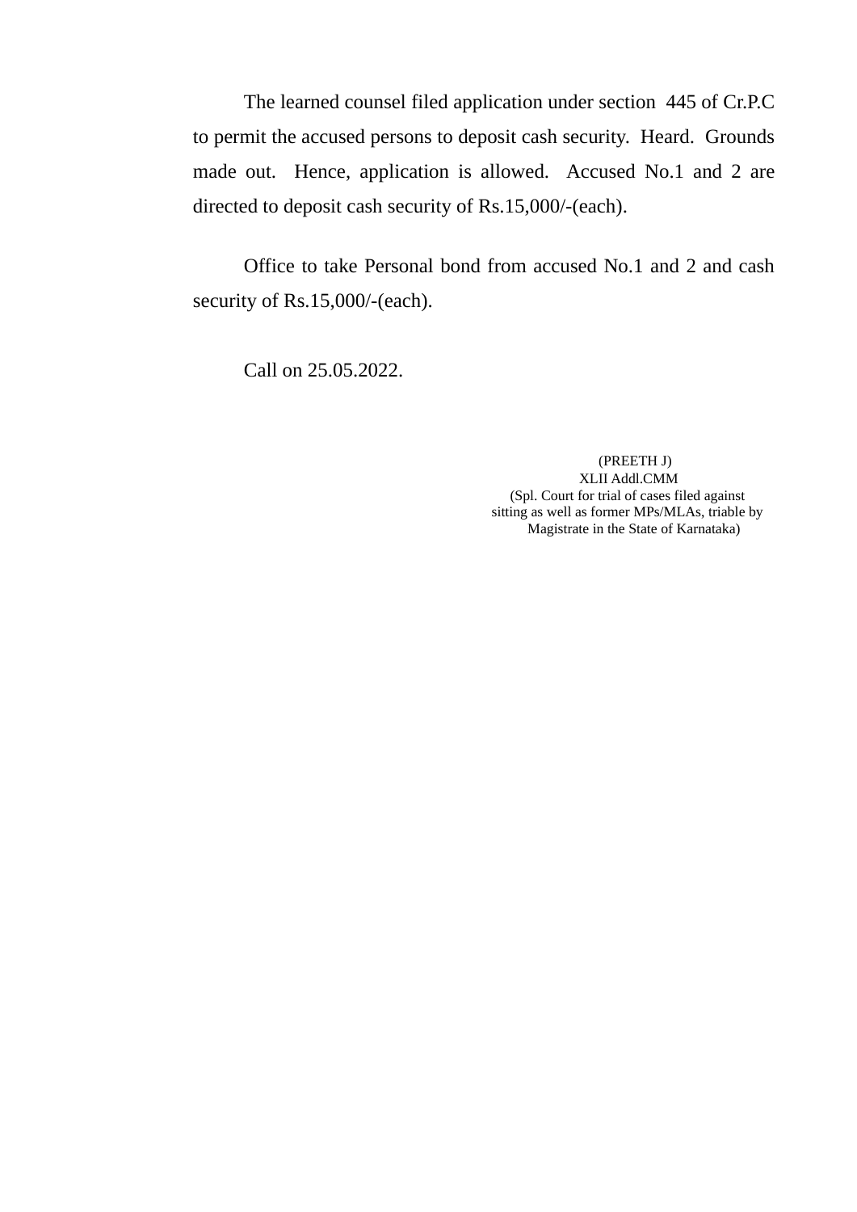The learned counsel filed application under section 445 of Cr.P.C to permit the accused persons to deposit cash security. Heard. Grounds made out. Hence, application is allowed. Accused No.1 and 2 are directed to deposit cash security of Rs.15,000/-(each).

Office to take Personal bond from accused No.1 and 2 and cash security of Rs.15,000/-(each).

Call on 25.05.2022.

(PREETH J)
XLII Addl.CMM
(Spl. Court for trial of cases filed against sitting as well as former MPs/MLAs, triable by Magistrate in the State of Karnataka)